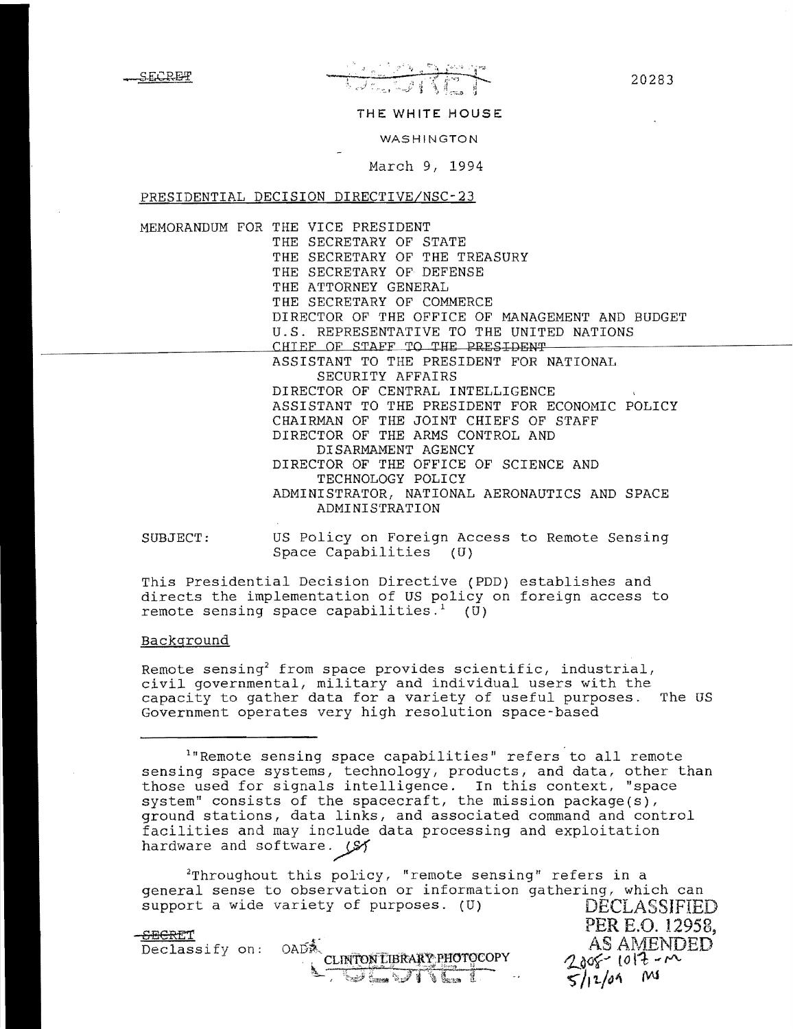SECRET

20283

THE WHITE HOUSE

WASHINGTON

March 9, 1994

PRESIDENTIAL DECISION DIRECTIVE/NSC-23

MEMORANDUM FOR THE VICE PRESIDENT
THE SECRETARY OF STATE
THE SECRETARY OF THE TREASURY
THE SECRETARY OF DEFENSE
THE ATTORNEY GENERAL
THE SECRETARY OF COMMERCE
DIRECTOR OF THE OFFICE OF MANAGEMENT AND BUDGET
U.S. REPRESENTATIVE TO THE UNITED NATIONS
CHIEF OF STAFF TO THE PRESIDENT
ASSISTANT TO THE PRESIDENT FOR NATIONAL SECURITY AFFAIRS
DIRECTOR OF CENTRAL INTELLIGENCE
ASSISTANT TO THE PRESIDENT FOR ECONOMIC POLICY
CHAIRMAN OF THE JOINT CHIEFS OF STAFF
DIRECTOR OF THE ARMS CONTROL AND DISARMAMENT AGENCY
DIRECTOR OF THE OFFICE OF SCIENCE AND TECHNOLOGY POLICY
ADMINISTRATOR, NATIONAL AERONAUTICS AND SPACE ADMINISTRATION

SUBJECT: US Policy on Foreign Access to Remote Sensing Space Capabilities (U)

This Presidential Decision Directive (PDD) establishes and directs the implementation of US policy on foreign access to remote sensing space capabilities.[1] (U)

## Background

Remote sensing[2] from space provides scientific, industrial, civil governmental, military and individual users with the capacity to gather data for a variety of useful purposes. The US Government operates very high resolution space-based

[1] "Remote sensing space capabilities" refers to all remote sensing space systems, technology, products, and data, other than those used for signals intelligence. In this context, "space system" consists of the spacecraft, the mission package(s), ground stations, data links, and associated command and control facilities and may include data processing and exploitation hardware and software. (S)

[2] Throughout this policy, "remote sensing" refers in a general sense to observation or information gathering, which can support a wide variety of purposes. (U)

SECRET
Declassify on: OADR

DECLASSIFIED
PER E.O. 12958,
AS AMENDED
2005-1017-M
5/12/09 MS

CLINTON LIBRARY PHOTOCOPY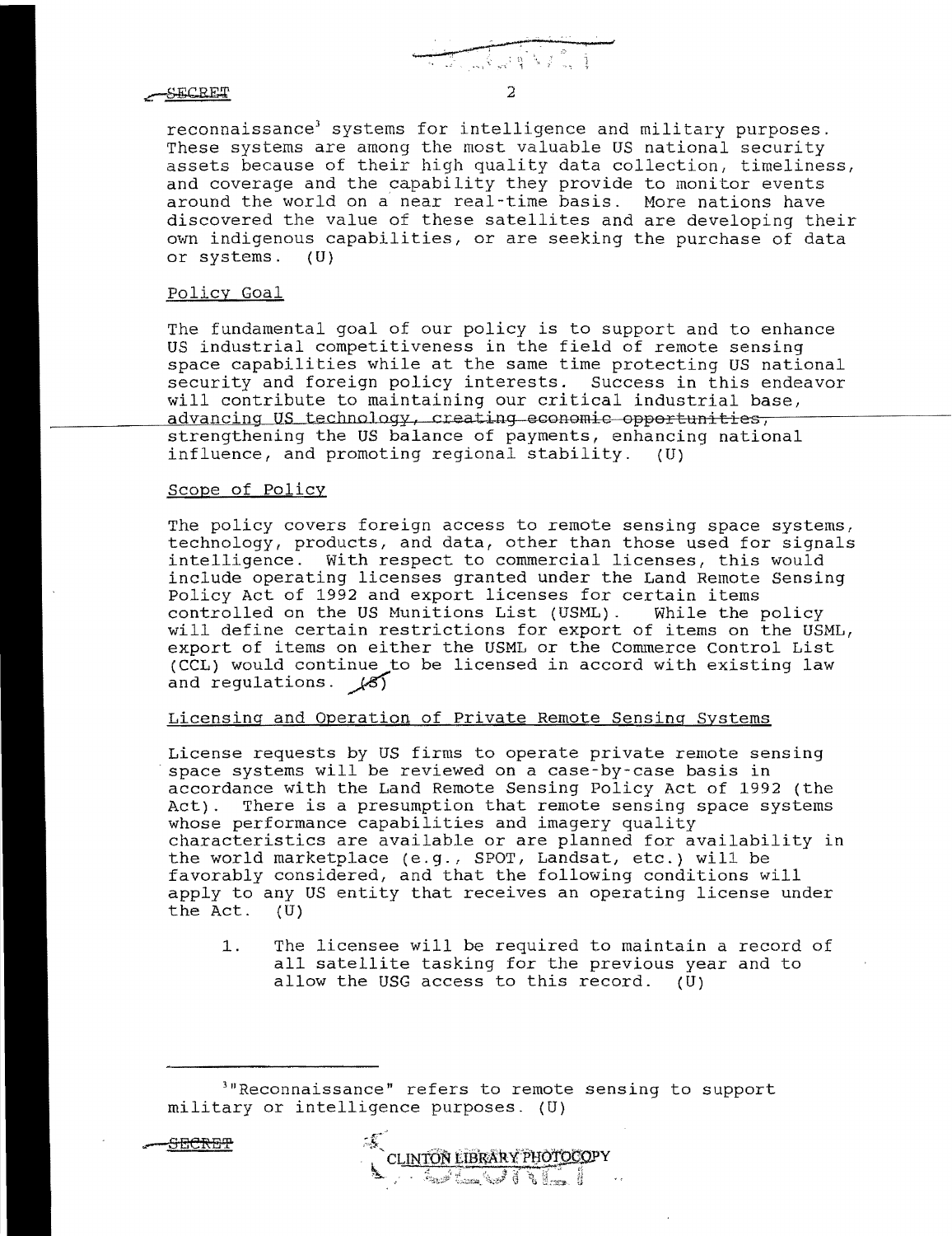SECRET

reconnaissance[3] systems for intelligence and military purposes. These systems are among the most valuable US national security assets because of their high quality data collection, timeliness, and coverage and the capability they provide to monitor events around the world on a near real-time basis. More nations have discovered the value of these satellites and are developing their own indigenous capabilities, or are seeking the purchase of data or systems. (U)

Policy Goal

The fundamental goal of our policy is to support and to enhance US industrial competitiveness in the field of remote sensing space capabilities while at the same time protecting US national security and foreign policy interests. Success in this endeavor will contribute to maintaining our critical industrial base, advancing US technology, creating economic opportunities, strengthening the US balance of payments, enhancing national influence, and promoting regional stability. (U)

Scope of Policy

The policy covers foreign access to remote sensing space systems, technology, products, and data, other than those used for signals intelligence. With respect to commercial licenses, this would include operating licenses granted under the Land Remote Sensing Policy Act of 1992 and export licenses for certain items controlled on the US Munitions List (USML). While the policy will define certain restrictions for export of items on the USML, export of items on either the USML or the Commerce Control List (CCL) would continue to be licensed in accord with existing law and regulations. (S)

Licensing and Operation of Private Remote Sensing Systems

License requests by US firms to operate private remote sensing space systems will be reviewed on a case-by-case basis in accordance with the Land Remote Sensing Policy Act of 1992 (the Act). There is a presumption that remote sensing space systems whose performance capabilities and imagery quality characteristics are available or are planned for availability in the world marketplace (e.g., SPOT, Landsat, etc.) will be favorably considered, and that the following conditions will apply to any US entity that receives an operating license under the Act. (U)

1. The licensee will be required to maintain a record of all satellite tasking for the previous year and to allow the USG access to this record. (U)

[3] "Reconnaissance" refers to remote sensing to support military or intelligence purposes. (U)

SECRET

CLINTON LIBRARY PHOTOCOPY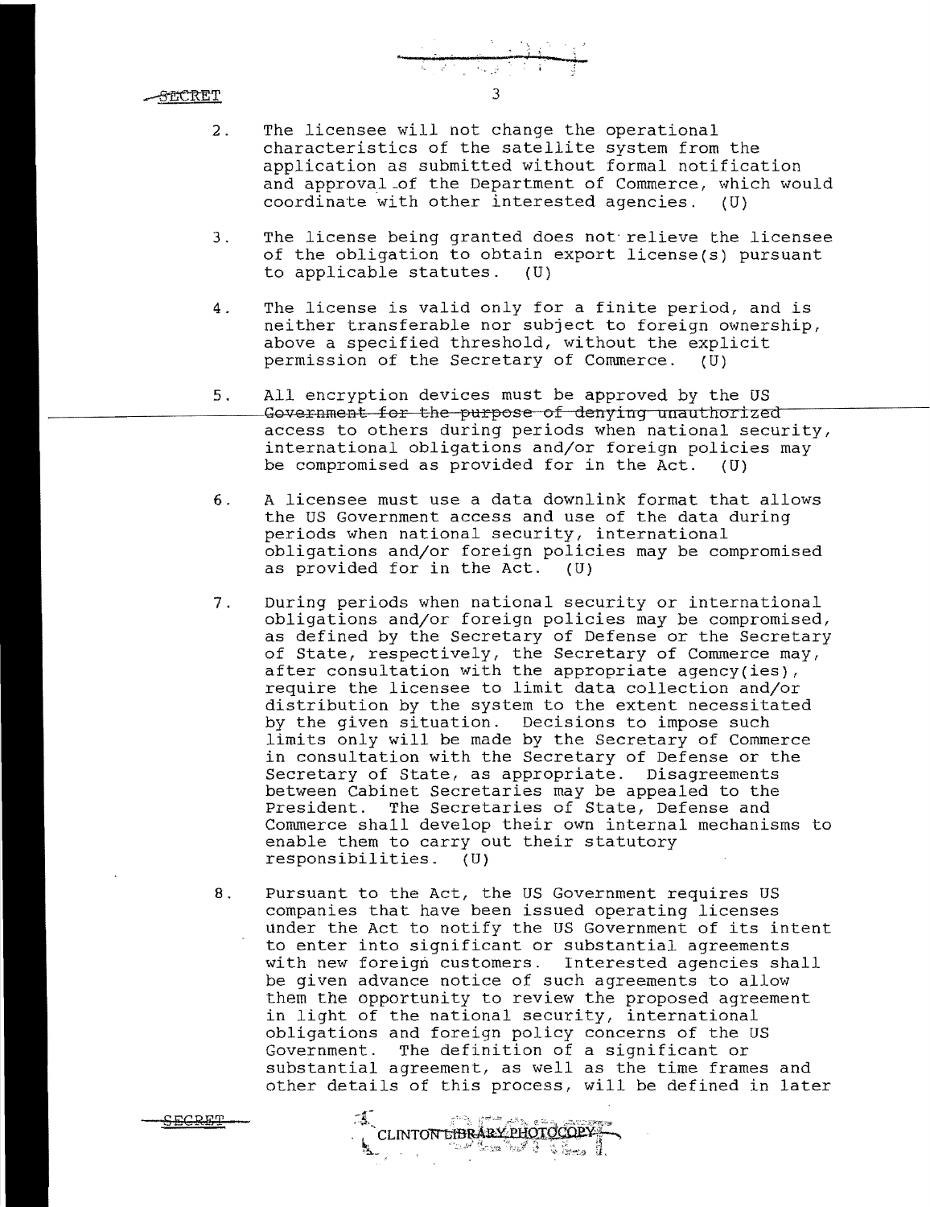2. The licensee will not change the operational characteristics of the satellite system from the application as submitted without formal notification and approval of the Department of Commerce, which would coordinate with other interested agencies. (U)

3. The license being granted does not relieve the licensee of the obligation to obtain export license(s) pursuant to applicable statutes. (U)

4. The license is valid only for a finite period, and is neither transferable nor subject to foreign ownership, above a specified threshold, without the explicit permission of the Secretary of Commerce. (U)

5. All encryption devices must be approved by the US Government for the purpose of denying unauthorized access to others during periods when national security, international obligations and/or foreign policies may be compromised as provided for in the Act. (U)

6. A licensee must use a data downlink format that allows the US Government access and use of the data during periods when national security, international obligations and/or foreign policies may be compromised as provided for in the Act. (U)

7. During periods when national security or international obligations and/or foreign policies may be compromised, as defined by the Secretary of Defense or the Secretary of State, respectively, the Secretary of Commerce may, after consultation with the appropriate agency(ies), require the licensee to limit data collection and/or distribution by the system to the extent necessitated by the given situation. Decisions to impose such limits only will be made by the Secretary of Commerce in consultation with the Secretary of Defense or the Secretary of State, as appropriate. Disagreements between Cabinet Secretaries may be appealed to the President. The Secretaries of State, Defense and Commerce shall develop their own internal mechanisms to enable them to carry out their statutory responsibilities. (U)

8. Pursuant to the Act, the US Government requires US companies that have been issued operating licenses under the Act to notify the US Government of its intent to enter into significant or substantial agreements with new foreign customers. Interested agencies shall be given advance notice of such agreements to allow them the opportunity to review the proposed agreement in light of the national security, international obligations and foreign policy concerns of the US Government. The definition of a significant or substantial agreement, as well as the time frames and other details of this process, will be defined in later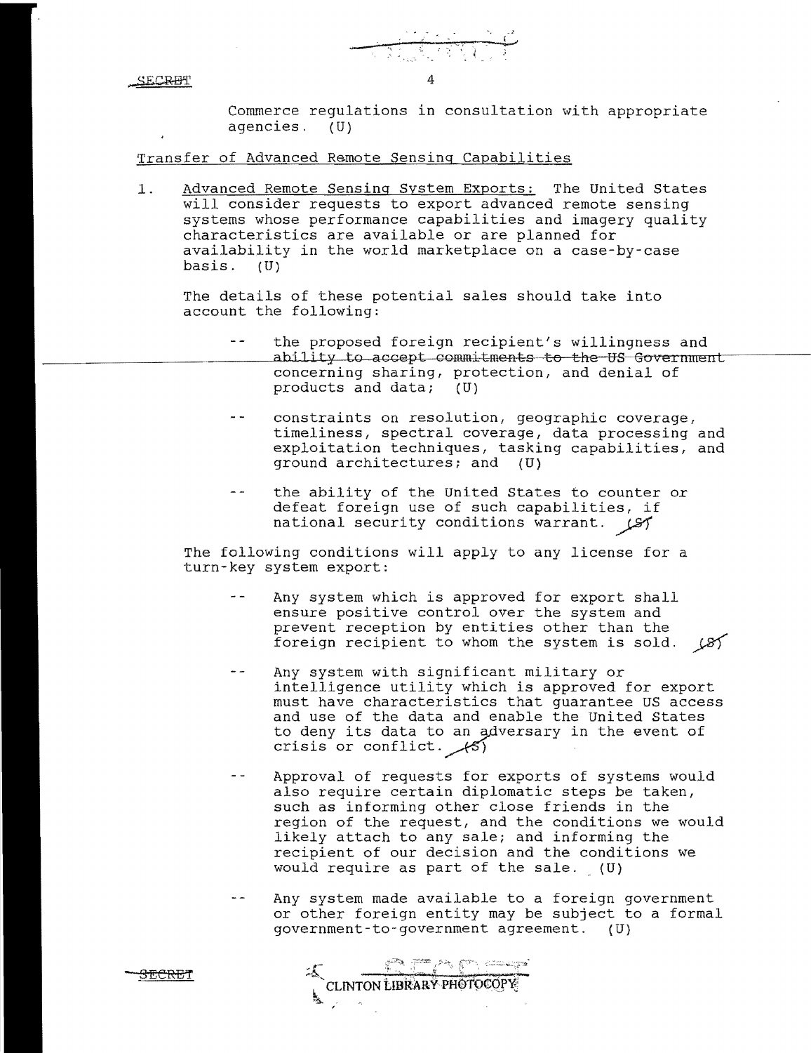Commerce regulations in consultation with appropriate agencies. (U)

Transfer of Advanced Remote Sensing Capabilities

1. Advanced Remote Sensing System Exports: The United States will consider requests to export advanced remote sensing systems whose performance capabilities and imagery quality characteristics are available or are planned for availability in the world marketplace on a case-by-case basis. (U)

   The details of these potential sales should take into account the following:

   - the proposed foreign recipient's willingness and ability to accept commitments to the US Government concerning sharing, protection, and denial of products and data; (U)

   - constraints on resolution, geographic coverage, timeliness, spectral coverage, data processing and exploitation techniques, tasking capabilities, and ground architectures; and (U)

   - the ability of the United States to counter or defeat foreign use of such capabilities, if national security conditions warrant. (S)

   The following conditions will apply to any license for a turn-key system export:

   - Any system which is approved for export shall ensure positive control over the system and prevent reception by entities other than the foreign recipient to whom the system is sold. (S)

   - Any system with significant military or intelligence utility which is approved for export must have characteristics that guarantee US access and use of the data and enable the United States to deny its data to an adversary in the event of crisis or conflict. (S)

   - Approval of requests for exports of systems would also require certain diplomatic steps be taken, such as informing other close friends in the region of the request, and the conditions we would likely attach to any sale; and informing the recipient of our decision and the conditions we would require as part of the sale. (U)

   - Any system made available to a foreign government or other foreign entity may be subject to a formal government-to-government agreement. (U)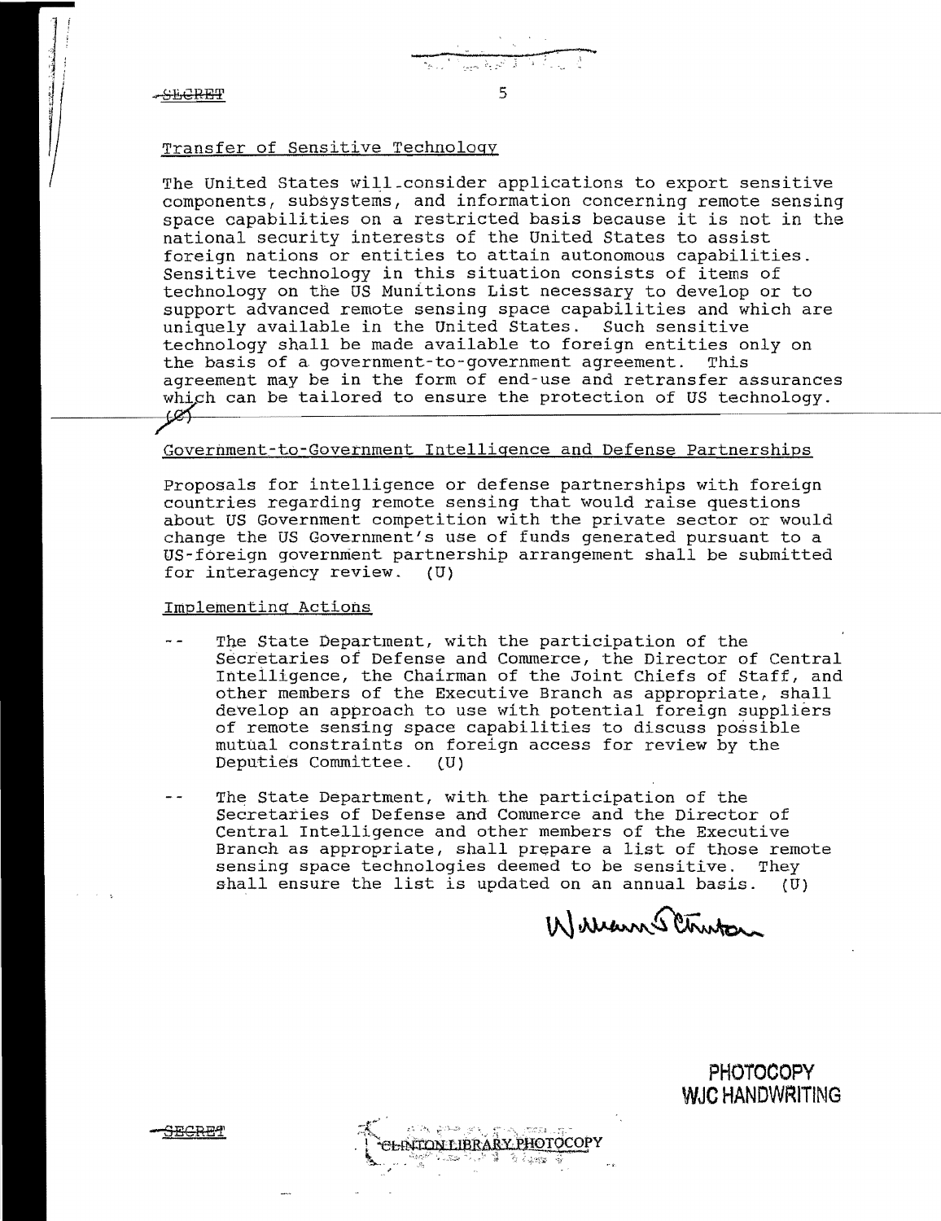SECRET

## Transfer of Sensitive Technology

The United States will consider applications to export sensitive components, subsystems, and information concerning remote sensing space capabilities on a restricted basis because it is not in the national security interests of the United States to assist foreign nations or entities to attain autonomous capabilities. Sensitive technology in this situation consists of items of technology on the US Munitions List necessary to develop or to support advanced remote sensing space capabilities and which are uniquely available in the United States. Such sensitive technology shall be made available to foreign entities only on the basis of a government-to-government agreement. This agreement may be in the form of end-use and retransfer assurances which can be tailored to ensure the protection of US technology. (S)

## Government-to-Government Intelligence and Defense Partnerships

Proposals for intelligence or defense partnerships with foreign countries regarding remote sensing that would raise questions about US Government competition with the private sector or would change the US Government's use of funds generated pursuant to a US-foreign government partnership arrangement shall be submitted for interagency review. (U)

## Implementing Actions

- The State Department, with the participation of the Secretaries of Defense and Commerce, the Director of Central Intelligence, the Chairman of the Joint Chiefs of Staff, and other members of the Executive Branch as appropriate, shall develop an approach to use with potential foreign suppliers of remote sensing space capabilities to discuss possible mutual constraints on foreign access for review by the Deputies Committee. (U)

- The State Department, with the participation of the Secretaries of Defense and Commerce and the Director of Central Intelligence and other members of the Executive Branch as appropriate, shall prepare a list of those remote sensing space technologies deemed to be sensitive. They shall ensure the list is updated on an annual basis. (U)

William J. Clinton

PHOTOCOPY
WJC HANDWRITING

SECRET

CLINTON LIBRARY PHOTOCOPY